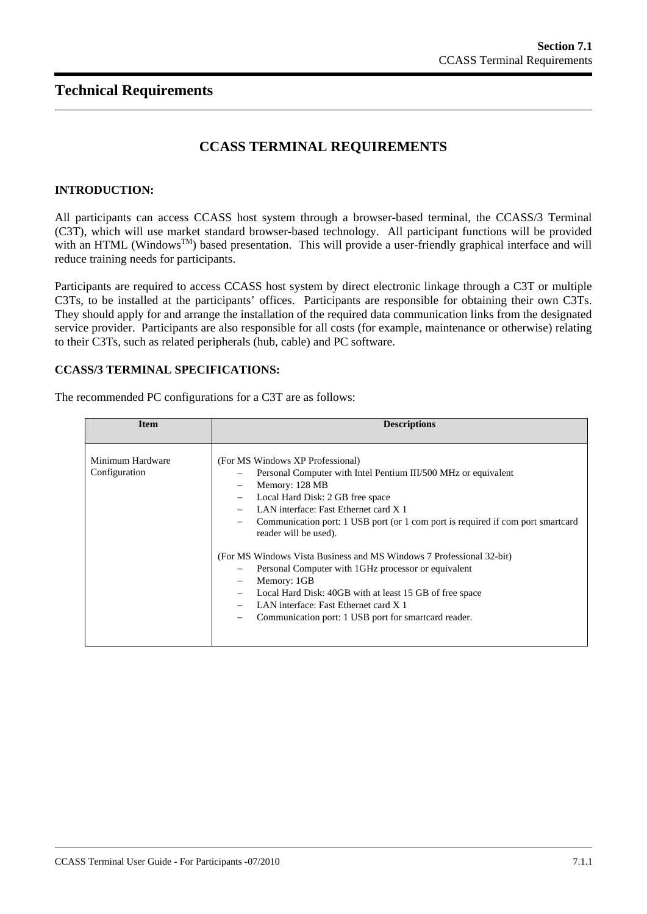# Technical Requirements

## CCASS TERMINAL REQUIREMENTS

**INTRODUCTION:**

All participants can access CCASS host system through a browser-based terminal, the CCASS/3 Terminal (C3T), which will use market standard browser-based technology. All participant functions will be provided with an HTML (Windows™) based presentation. This will provide a user-friendly graphical interface and will reduce training needs for participants.

Participants are required to access CCASS host system by direct electronic linkage through a C3T or multiple C3Ts, to be installed at the participants' offices. Participants are responsible for obtaining their own C3Ts. They should apply for and arrange the installation of the required data communication links from the designated service provider. Participants are also responsible for all costs (for example, maintenance or otherwise) relating to their C3Ts, such as related peripherals (hub, cable) and PC software.

**CCASS/3 TERMINAL SPECIFICATIONS:**

The recommended PC configurations for a C3T are as follows:

| Item | Descriptions |
|---|---|
| Minimum Hardware Configuration | (For MS Windows XP Professional)<br>– Personal Computer with Intel Pentium III/500 MHz or equivalent<br>– Memory: 128 MB<br>– Local Hard Disk: 2 GB free space<br>– LAN interface: Fast Ethernet card X 1<br>– Communication port: 1 USB port (or 1 com port is required if com port smartcard reader will be used).<br><br>(For MS Windows Vista Business and MS Windows 7 Professional 32-bit)<br>– Personal Computer with 1GHz processor or equivalent<br>– Memory: 1GB<br>– Local Hard Disk: 40GB with at least 15 GB of free space<br>– LAN interface: Fast Ethernet card X 1<br>– Communication port: 1 USB port for smartcard reader. |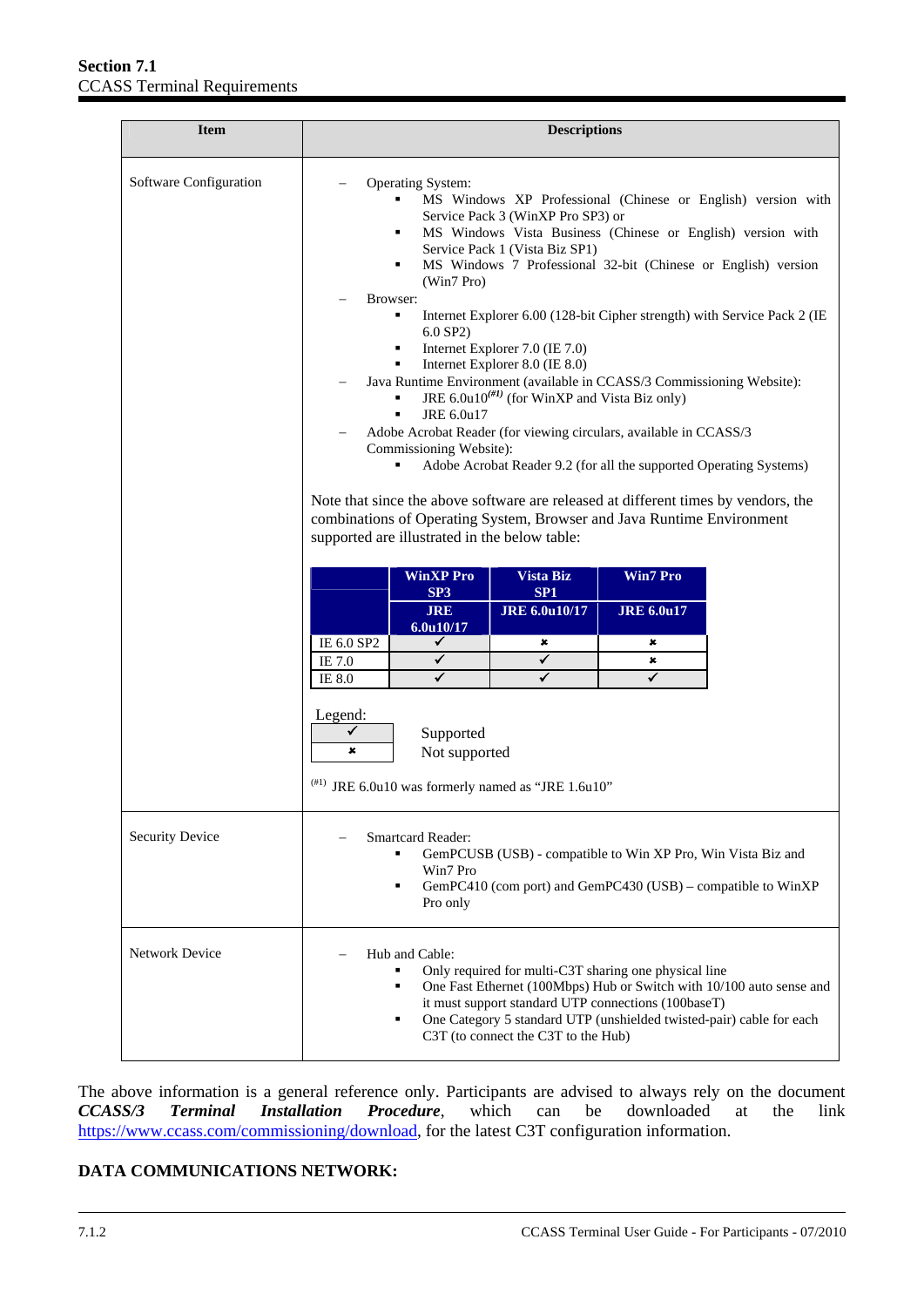**Section 7.1**
CCASS Terminal Requirements

| Item | Descriptions |
|---|---|
| Software Configuration | – Operating System:<br>▪ MS Windows XP Professional (Chinese or English) version with Service Pack 3 (WinXP Pro SP3) or<br>▪ MS Windows Vista Business (Chinese or English) version with Service Pack 1 (Vista Biz SP1)<br>▪ MS Windows 7 Professional 32-bit (Chinese or English) version (Win7 Pro)<br>– Browser:<br>▪ Internet Explorer 6.00 (128-bit Cipher strength) with Service Pack 2 (IE 6.0 SP2)<br>▪ Internet Explorer 7.0 (IE 7.0)<br>▪ Internet Explorer 8.0 (IE 8.0)<br>– Java Runtime Environment (available in CCASS/3 Commissioning Website):<br>▪ JRE 6.0u10[(#1)] (for WinXP and Vista Biz only)<br>▪ JRE 6.0u17<br>– Adobe Acrobat Reader (for viewing circulars, available in CCASS/3 Commissioning Website):<br>▪ Adobe Acrobat Reader 9.2 (for all the supported Operating Systems)<br><br>Note that since the above software are released at different times by vendors, the combinations of Operating System, Browser and Java Runtime Environment supported are illustrated in the below table:<br><br>(see table below)<br><br>Legend:<br>✓ Supported<br>✖ Not supported<br><br>(#1) JRE 6.0u10 was formerly named as "JRE 1.6u10" |
| Security Device | – Smartcard Reader:<br>▪ GemPCUSB (USB) - compatible to Win XP Pro, Win Vista Biz and Win7 Pro<br>▪ GemPC410 (com port) and GemPC430 (USB) – compatible to WinXP Pro only |
| Network Device | – Hub and Cable:<br>▪ Only required for multi-C3T sharing one physical line<br>▪ One Fast Ethernet (100Mbps) Hub or Switch with 10/100 auto sense and it must support standard UTP connections (100baseT)<br>▪ One Category 5 standard UTP (unshielded twisted-pair) cable for each C3T (to connect the C3T to the Hub) |

|  | WinXP Pro SP3 | Vista Biz SP1 | Win7 Pro |
|---|---|---|---|
|  | JRE 6.0u10/17 | JRE 6.0u10/17 | JRE 6.0u17 |
| IE 6.0 SP2 | ✓ | ✖ | ✖ |
| IE 7.0 | ✓ | ✓ | ✖ |
| IE 8.0 | ✓ | ✓ | ✓ |

The above information is a general reference only. Participants are advised to always rely on the document ***CCASS/3 Terminal Installation Procedure***, which can be downloaded at the link https://www.ccass.com/commissioning/download, for the latest C3T configuration information.

**DATA COMMUNICATIONS NETWORK:**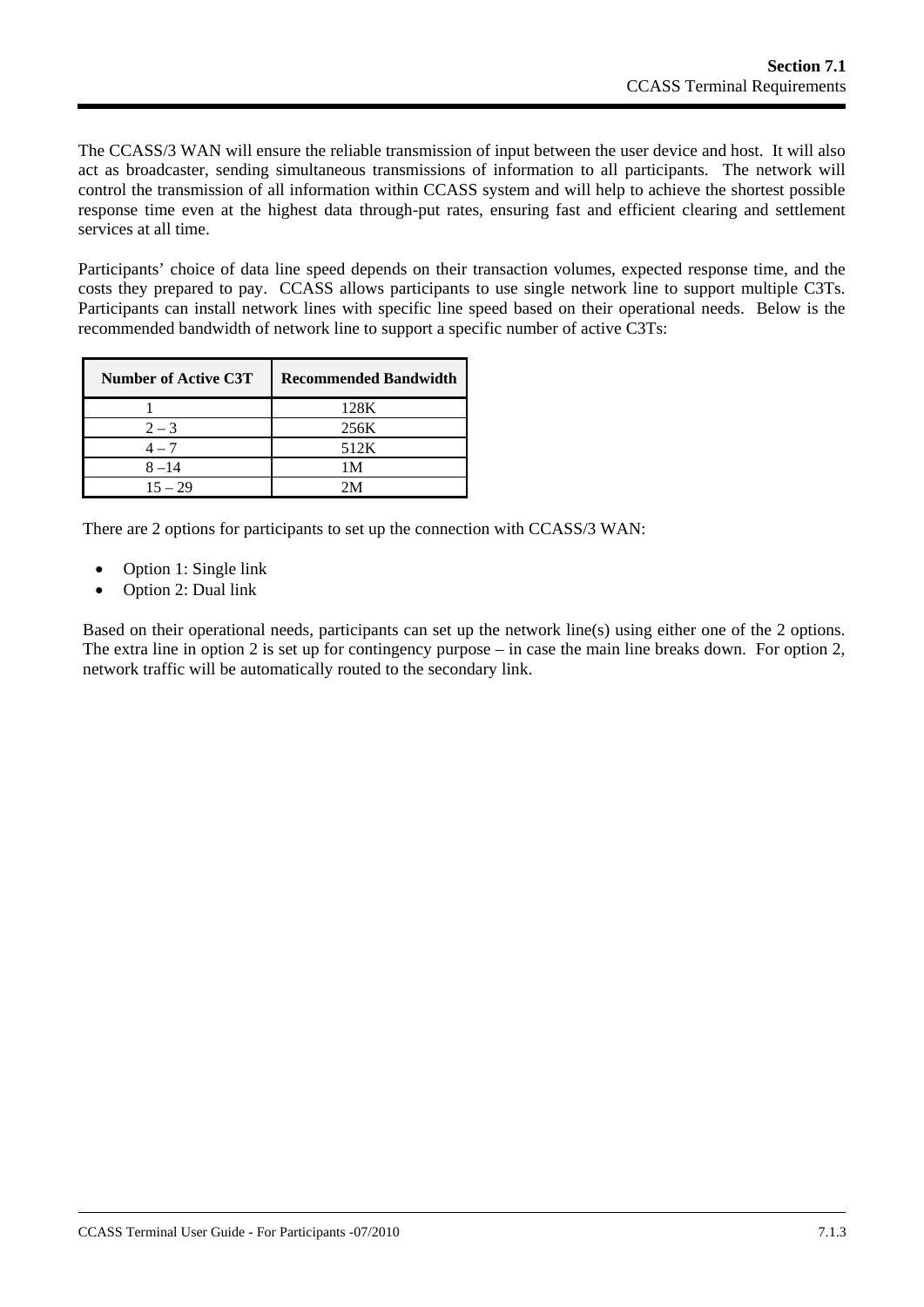The CCASS/3 WAN will ensure the reliable transmission of input between the user device and host. It will also act as broadcaster, sending simultaneous transmissions of information to all participants. The network will control the transmission of all information within CCASS system and will help to achieve the shortest possible response time even at the highest data through-put rates, ensuring fast and efficient clearing and settlement services at all time.

Participants' choice of data line speed depends on their transaction volumes, expected response time, and the costs they prepared to pay. CCASS allows participants to use single network line to support multiple C3Ts. Participants can install network lines with specific line speed based on their operational needs. Below is the recommended bandwidth of network line to support a specific number of active C3Ts:

| Number of Active C3T | Recommended Bandwidth |
|---|---|
| 1 | 128K |
| 2 – 3 | 256K |
| 4 – 7 | 512K |
| 8 –14 | 1M |
| 15 – 29 | 2M |

There are 2 options for participants to set up the connection with CCASS/3 WAN:

- Option 1: Single link
- Option 2: Dual link

Based on their operational needs, participants can set up the network line(s) using either one of the 2 options. The extra line in option 2 is set up for contingency purpose – in case the main line breaks down. For option 2, network traffic will be automatically routed to the secondary link.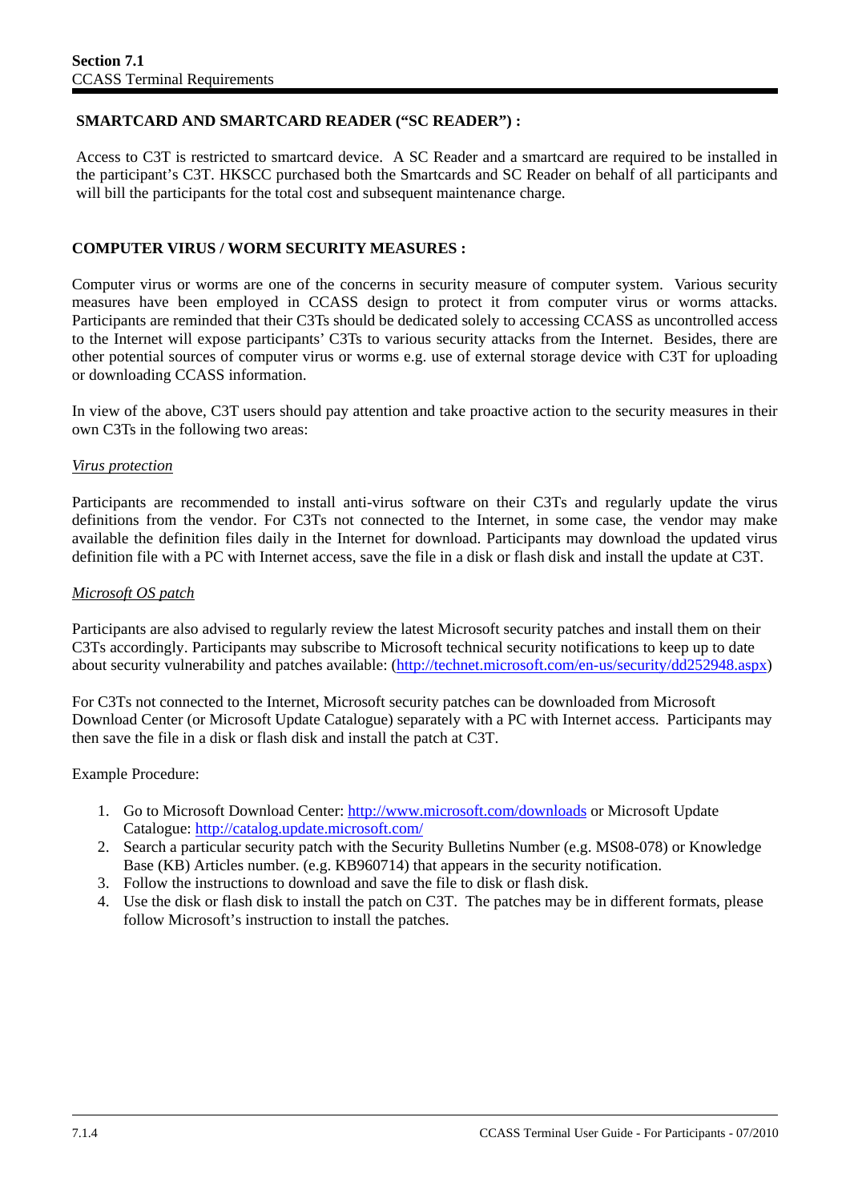**SMARTCARD AND SMARTCARD READER ("SC READER") :**

Access to C3T is restricted to smartcard device. A SC Reader and a smartcard are required to be installed in the participant's C3T. HKSCC purchased both the Smartcards and SC Reader on behalf of all participants and will bill the participants for the total cost and subsequent maintenance charge.

**COMPUTER VIRUS / WORM SECURITY MEASURES :**

Computer virus or worms are one of the concerns in security measure of computer system. Various security measures have been employed in CCASS design to protect it from computer virus or worms attacks. Participants are reminded that their C3Ts should be dedicated solely to accessing CCASS as uncontrolled access to the Internet will expose participants' C3Ts to various security attacks from the Internet. Besides, there are other potential sources of computer virus or worms e.g. use of external storage device with C3T for uploading or downloading CCASS information.

In view of the above, C3T users should pay attention and take proactive action to the security measures in their own C3Ts in the following two areas:

*Virus protection*

Participants are recommended to install anti-virus software on their C3Ts and regularly update the virus definitions from the vendor. For C3Ts not connected to the Internet, in some case, the vendor may make available the definition files daily in the Internet for download. Participants may download the updated virus definition file with a PC with Internet access, save the file in a disk or flash disk and install the update at C3T.

*Microsoft OS patch*

Participants are also advised to regularly review the latest Microsoft security patches and install them on their C3Ts accordingly. Participants may subscribe to Microsoft technical security notifications to keep up to date about security vulnerability and patches available: (http://technet.microsoft.com/en-us/security/dd252948.aspx)

For C3Ts not connected to the Internet, Microsoft security patches can be downloaded from Microsoft Download Center (or Microsoft Update Catalogue) separately with a PC with Internet access. Participants may then save the file in a disk or flash disk and install the patch at C3T.

Example Procedure:

1. Go to Microsoft Download Center: http://www.microsoft.com/downloads or Microsoft Update Catalogue: http://catalog.update.microsoft.com/
2. Search a particular security patch with the Security Bulletins Number (e.g. MS08-078) or Knowledge Base (KB) Articles number. (e.g. KB960714) that appears in the security notification.
3. Follow the instructions to download and save the file to disk or flash disk.
4. Use the disk or flash disk to install the patch on C3T. The patches may be in different formats, please follow Microsoft's instruction to install the patches.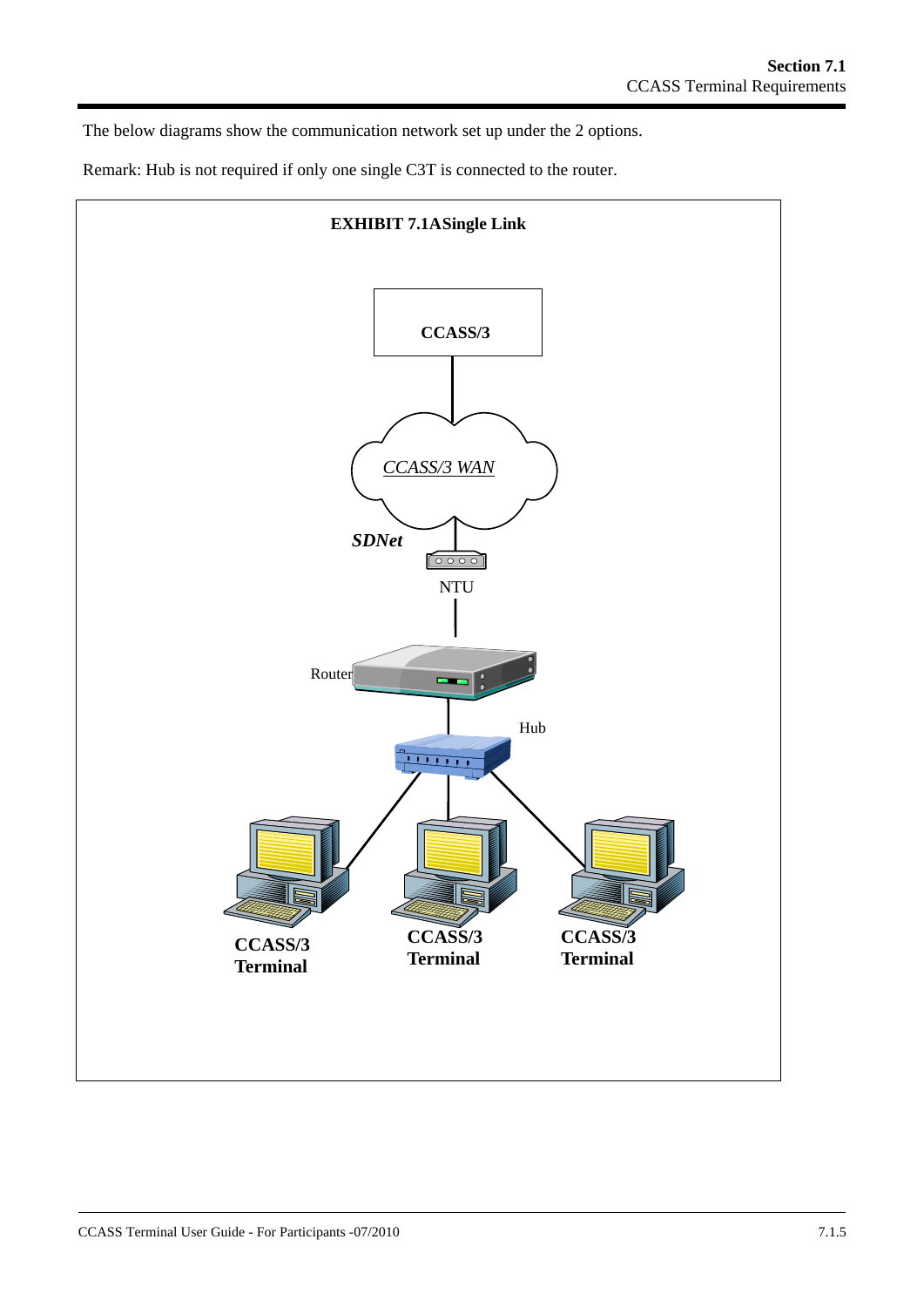The below diagrams show the communication network set up under the 2 options.

Remark: Hub is not required if only one single C3T is connected to the router.

**EXHIBIT 7.1ASingle Link**

**CCASS/3**

*CCASS/3 WAN*

***SDNet***

NTU

Router

Hub

**CCASS/3 Terminal**

**CCASS/3 Terminal**

**CCASS/3 Terminal**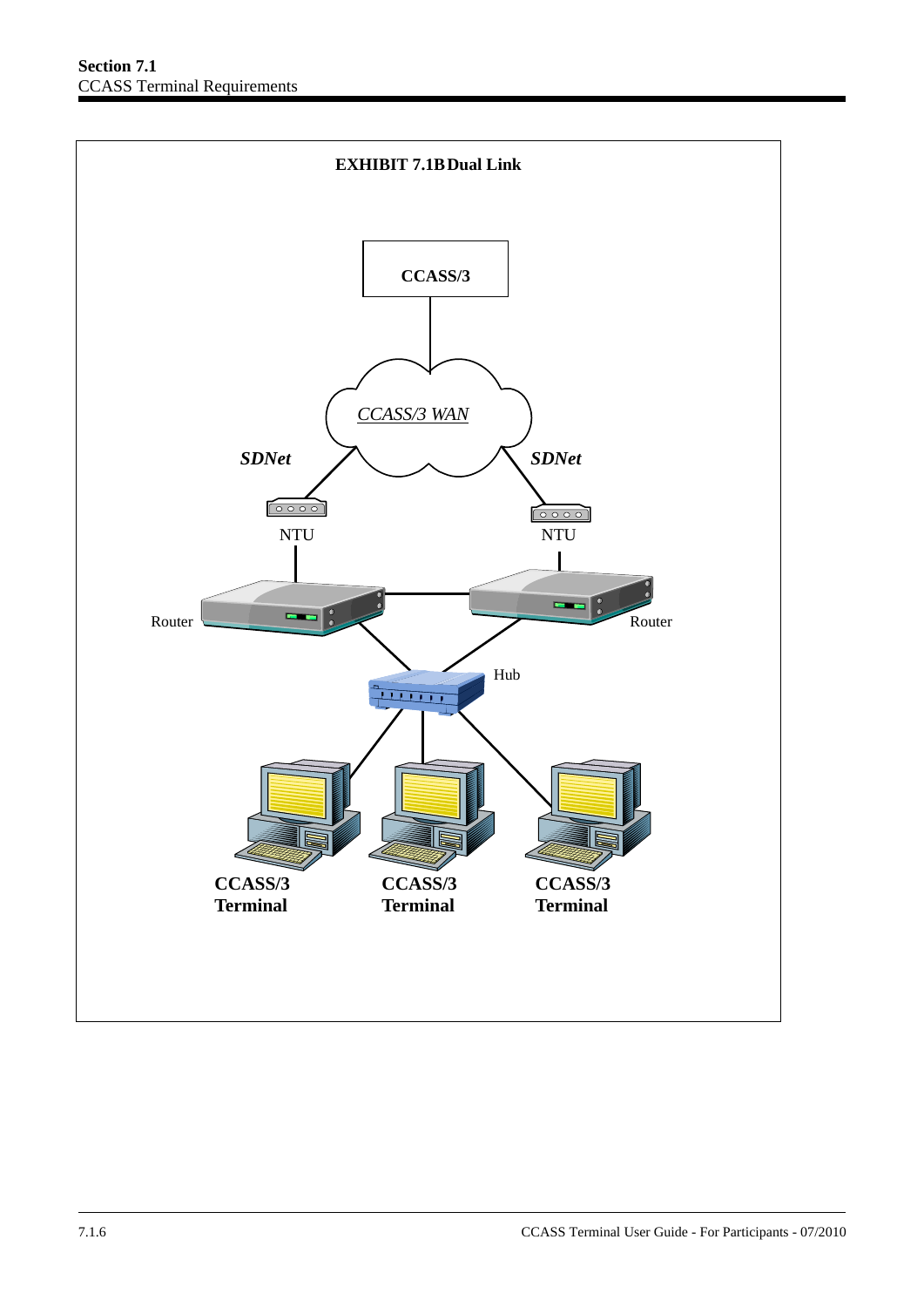**EXHIBIT 7.1B Dual Link**

CCASS/3

*CCASS/3 WAN*

***SDNet***

***SDNet***

NTU

NTU

Router

Router

Hub

**CCASS/3 Terminal**

**CCASS/3 Terminal**

**CCASS/3 Terminal**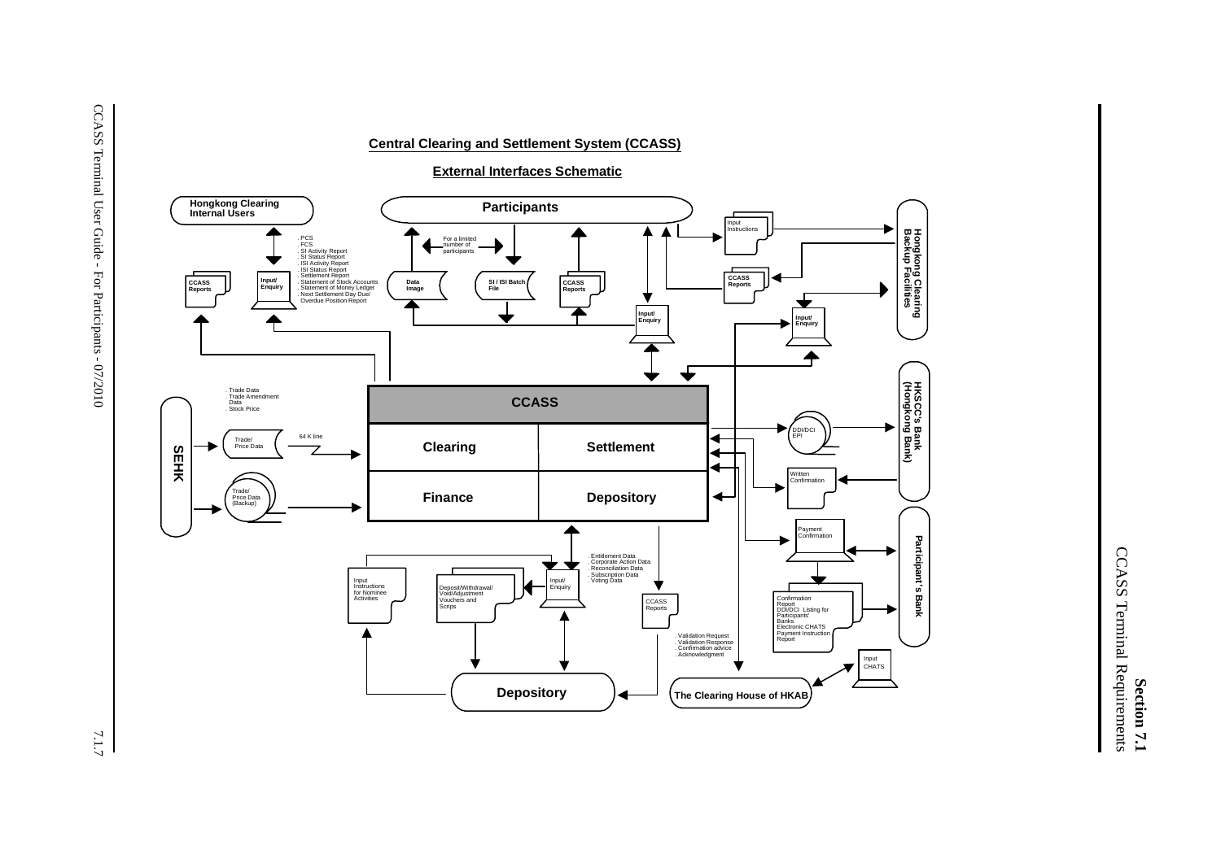## Central Clearing and Settlement System (CCASS)

### External Interfaces Schematic

Hongkong Clearing Internal Users

Participants

Hongkong Clearing Backup Facilities

HKSCC's Bank (Hongkong Bank)

Participant's Bank

SEHK

CCASS

Clearing

Settlement

Finance

Depository

Depository

The Clearing House of HKAB

CCASS Reports

Input/ Enquiry

. PCS
. FCS
. SI Activity Report
. SI Status Report
. ISI Activity Report
. ISI Status Report
. Settlement Report
. Statement of Stock Accounts
. Statement of Money Ledger
. Next Settlement Day Due/ Overdue Position Report

For a limited number of participants

Data Image

SI / ISI Batch File

CCASS Reports

Input/ Enquiry

Input Instructions

CCASS Reports

Input/ Enquiry

. Trade Data
. Trade Amendment Data
. Stock Price

Trade/ Price Data

64 K line

Trade/ Price Data (Backup)

DDI/DCI EPI

Written Confirmation

Payment Confirmation

Confirmation Report
DDI/DCI Listing for Participants' Banks
Electronic CHATS Payment Instruction Report

Input CHATS

. Entitlement Data
. Corporate Action Data
. Reconciliation Data
. Subscription Data
. Voting Data

Input Instructions for Nominee Activities

Deposit/Withdrawal/ Void/Adjustment Vouchers and Scrips

Input/ Enquiry

CCASS Reports

. Validation Request
. Validation Response
. Confirmation advice
. Acknowledgment